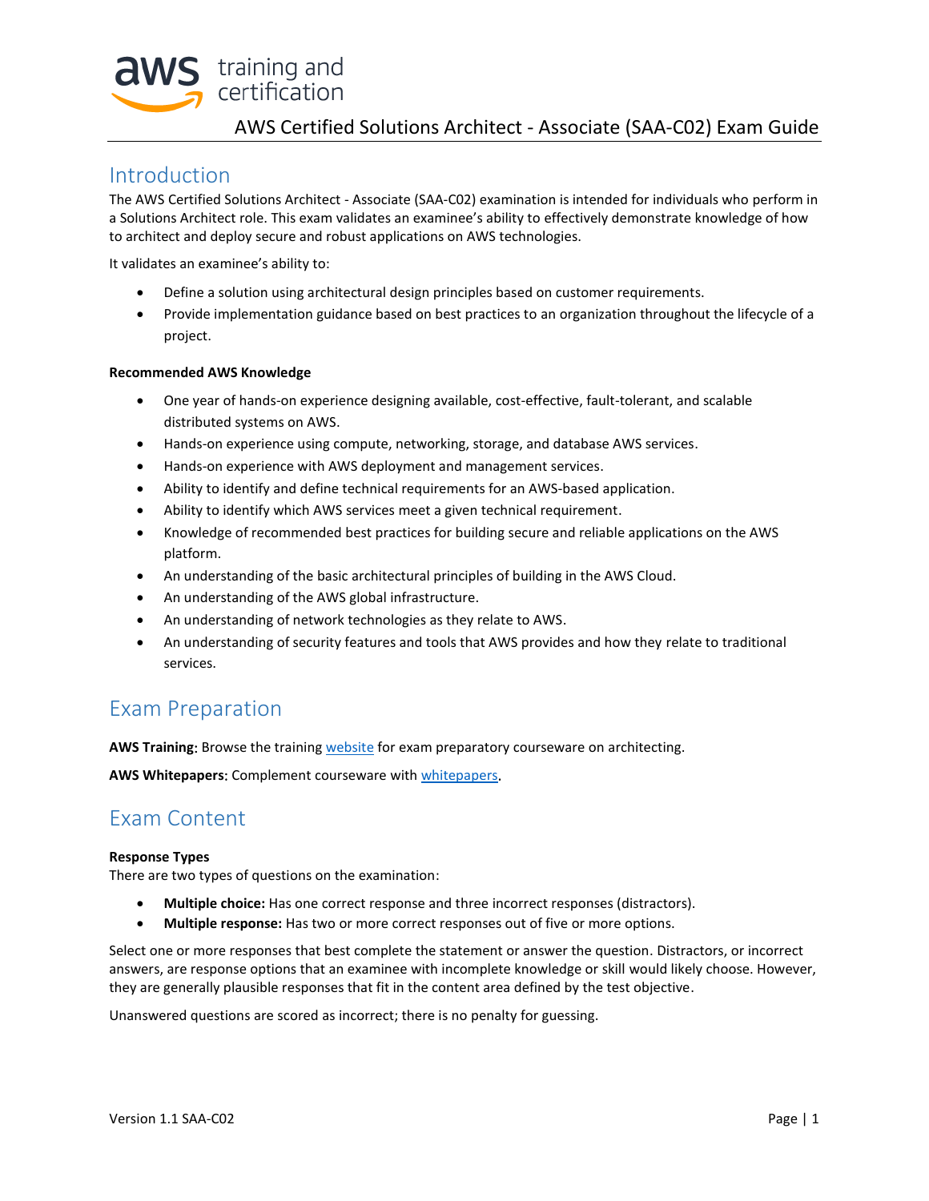# AWS Certified Solutions Architect - Associate (SAA-C02) Exam Guide

## Introduction

The AWS Certified Solutions Architect - Associate (SAA-C02) examination is intended for individuals who perform in a Solutions Architect role. This exam validates an examinee's ability to effectively demonstrate knowledge of how to architect and deploy secure and robust applications on AWS technologies.

It validates an examinee's ability to:

- Define a solution using architectural design principles based on customer requirements.
- Provide implementation guidance based on best practices to an organization throughout the lifecycle of a project.

**Recommended AWS Knowledge**

- One year of hands-on experience designing available, cost-effective, fault-tolerant, and scalable distributed systems on AWS.
- Hands-on experience using compute, networking, storage, and database AWS services.
- Hands-on experience with AWS deployment and management services.
- Ability to identify and define technical requirements for an AWS-based application.
- Ability to identify which AWS services meet a given technical requirement.
- Knowledge of recommended best practices for building secure and reliable applications on the AWS platform.
- An understanding of the basic architectural principles of building in the AWS Cloud.
- An understanding of the AWS global infrastructure.
- An understanding of network technologies as they relate to AWS.
- An understanding of security features and tools that AWS provides and how they relate to traditional services.

## Exam Preparation

**AWS Training**: Browse the training website for exam preparatory courseware on architecting.

**AWS Whitepapers**: Complement courseware with whitepapers.

## Exam Content

**Response Types**
There are two types of questions on the examination:

- **Multiple choice:** Has one correct response and three incorrect responses (distractors).
- **Multiple response:** Has two or more correct responses out of five or more options.

Select one or more responses that best complete the statement or answer the question. Distractors, or incorrect answers, are response options that an examinee with incomplete knowledge or skill would likely choose. However, they are generally plausible responses that fit in the content area defined by the test objective.

Unanswered questions are scored as incorrect; there is no penalty for guessing.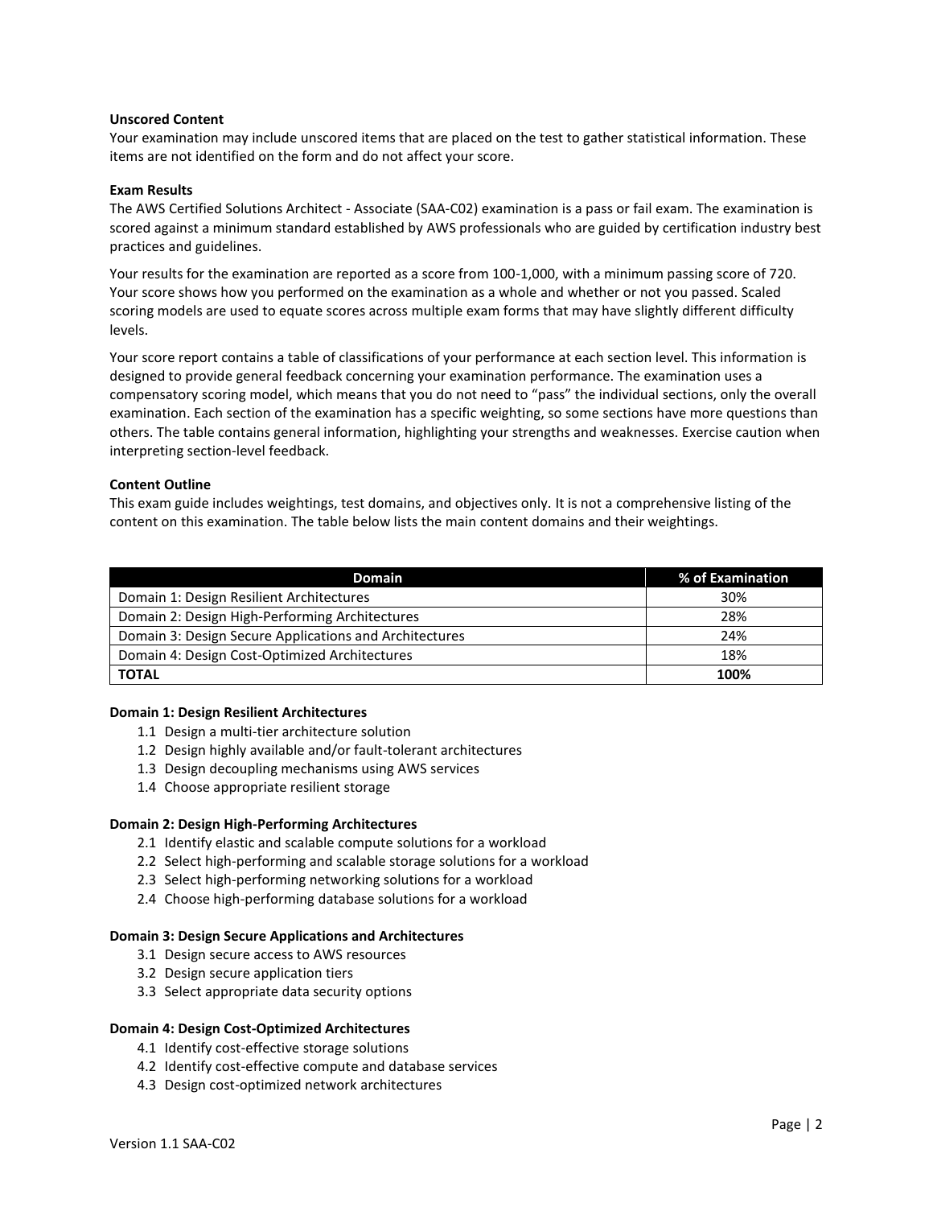**Unscored Content**

Your examination may include unscored items that are placed on the test to gather statistical information. These items are not identified on the form and do not affect your score.

**Exam Results**

The AWS Certified Solutions Architect - Associate (SAA-C02) examination is a pass or fail exam. The examination is scored against a minimum standard established by AWS professionals who are guided by certification industry best practices and guidelines.

Your results for the examination are reported as a score from 100-1,000, with a minimum passing score of 720. Your score shows how you performed on the examination as a whole and whether or not you passed. Scaled scoring models are used to equate scores across multiple exam forms that may have slightly different difficulty levels.

Your score report contains a table of classifications of your performance at each section level. This information is designed to provide general feedback concerning your examination performance. The examination uses a compensatory scoring model, which means that you do not need to "pass" the individual sections, only the overall examination. Each section of the examination has a specific weighting, so some sections have more questions than others. The table contains general information, highlighting your strengths and weaknesses. Exercise caution when interpreting section-level feedback.

**Content Outline**

This exam guide includes weightings, test domains, and objectives only. It is not a comprehensive listing of the content on this examination. The table below lists the main content domains and their weightings.

| Domain | % of Examination |
|---|---|
| Domain 1: Design Resilient Architectures | 30% |
| Domain 2: Design High-Performing Architectures | 28% |
| Domain 3: Design Secure Applications and Architectures | 24% |
| Domain 4: Design Cost-Optimized Architectures | 18% |
| **TOTAL** | **100%** |

**Domain 1: Design Resilient Architectures**

1.1 Design a multi-tier architecture solution
1.2 Design highly available and/or fault-tolerant architectures
1.3 Design decoupling mechanisms using AWS services
1.4 Choose appropriate resilient storage

**Domain 2: Design High-Performing Architectures**

2.1 Identify elastic and scalable compute solutions for a workload
2.2 Select high-performing and scalable storage solutions for a workload
2.3 Select high-performing networking solutions for a workload
2.4 Choose high-performing database solutions for a workload

**Domain 3: Design Secure Applications and Architectures**

3.1 Design secure access to AWS resources
3.2 Design secure application tiers
3.3 Select appropriate data security options

**Domain 4: Design Cost-Optimized Architectures**

4.1 Identify cost-effective storage solutions
4.2 Identify cost-effective compute and database services
4.3 Design cost-optimized network architectures

Version 1.1 SAA-C02